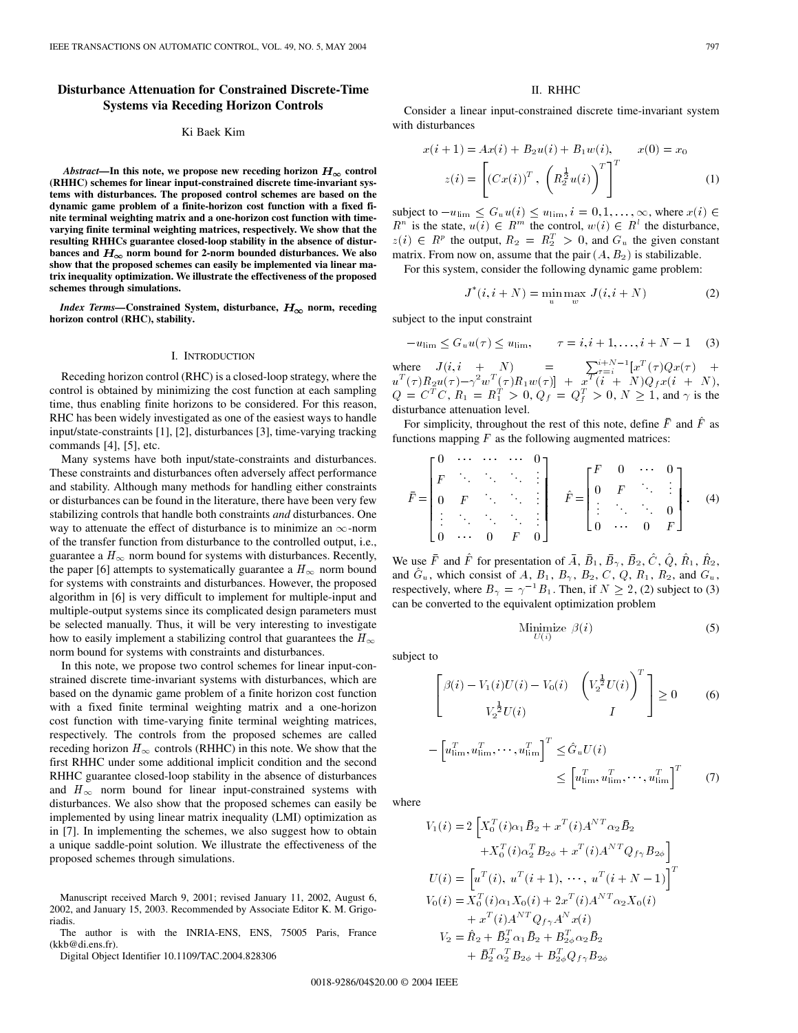# Disturbance Attenuation for Constrained Discrete-Time Systems via Receding Horizon Controls

Ki Baek Kim

***Abstract*—In this note, we propose new receding horizon $H_\infty$ control (RHHC) schemes for linear input-constrained discrete time-invariant systems with disturbances. The proposed control schemes are based on the dynamic game problem of a finite-horizon cost function with a fixed finite terminal weighting matrix and a one-horizon cost function with time-varying finite terminal weighting matrices, respectively. We show that the resulting RHHCs guarantee closed-loop stability in the absence of disturbances and $H_\infty$ norm bound for 2-norm bounded disturbances. We also show that the proposed schemes can easily be implemented via linear matrix inequality optimization. We illustrate the effectiveness of the proposed schemes through simulations.**

***Index Terms*—Constrained System, disturbance, $H_\infty$ norm, receding horizon control (RHC), stability.**

## I. Introduction

Receding horizon control (RHC) is a closed-loop strategy, where the control is obtained by minimizing the cost function at each sampling time, thus enabling finite horizons to be considered. For this reason, RHC has been widely investigated as one of the easiest ways to handle input/state-constraints [1], [2], disturbances [3], time-varying tracking commands [4], [5], etc.

Many systems have both input/state-constraints and disturbances. These constraints and disturbances often adversely affect performance and stability. Although many methods for handling either constraints or disturbances can be found in the literature, there have been very few stabilizing controls that handle both constraints *and* disturbances. One way to attenuate the effect of disturbance is to minimize an $\infty$-norm of the transfer function from disturbance to the controlled output, i.e., guarantee a $H_\infty$ norm bound for systems with disturbances. Recently, the paper [6] attempts to systematically guarantee a $H_\infty$ norm bound for systems with constraints and disturbances. However, the proposed algorithm in [6] is very difficult to implement for multiple-input and multiple-output systems since its complicated design parameters must be selected manually. Thus, it will be very interesting to investigate how to easily implement a stabilizing control that guarantees the $H_\infty$ norm bound for systems with constraints and disturbances.

In this note, we propose two control schemes for linear input-constrained discrete time-invariant systems with disturbances, which are based on the dynamic game problem of a finite horizon cost function with a fixed finite terminal weighting matrix and a one-horizon cost function with time-varying finite terminal weighting matrices, respectively. The controls from the proposed schemes are called receding horizon $H_\infty$ controls (RHHC) in this note. We show that the first RHHC under some additional implicit condition and the second RHHC guarantee closed-loop stability in the absence of disturbances and $H_\infty$ norm bound for linear input-constrained systems with disturbances. We also show that the proposed schemes can easily be implemented by using linear matrix inequality (LMI) optimization as in [7]. In implementing the schemes, we also suggest how to obtain a unique saddle-point solution. We illustrate the effectiveness of the proposed schemes through simulations.

Manuscript received March 9, 2001; revised January 11, 2002, August 6, 2002, and January 15, 2003. Recommended by Associate Editor K. M. Grigoriadis.

The author is with the INRIA-ENS, ENS, 75005 Paris, France (kkb@di.ens.fr).

Digital Object Identifier 10.1109/TAC.2004.828306

## II. RHHC

Consider a linear input-constrained discrete time-invariant system with disturbances

$$x(i+1) = Ax(i) + B_2u(i) + B_1w(i), \qquad x(0) = x_0$$
$$z(i) = \left[ (Cx(i))^T, \ \left( R_2^{\frac{1}{2}} u(i) \right)^T \right]^T \tag{1}$$

subject to $-u_{\lim} \le G_u u(i) \le u_{\lim}, i = 0, 1, \ldots, \infty$, where $x(i) \in R^n$ is the state, $u(i) \in R^m$ the control, $w(i) \in R^l$ the disturbance, $z(i) \in R^p$ the output, $R_2 = R_2^T > 0$, and $G_u$ the given constant matrix. From now on, assume that the pair $(A, B_2)$ is stabilizable.

For this system, consider the following dynamic game problem:

$$J^*(i, i+N) = \min_u \max_w J(i, i+N) \tag{2}$$

subject to the input constraint

$$-u_{\lim} \le G_u u(\tau) \le u_{\lim}, \qquad \tau = i, i+1, \ldots, i+N-1 \tag{3}$$

where $J(i, i+N) = \sum_{\tau=i}^{i+N-1} [x^T(\tau)Qx(\tau) + u^T(\tau)R_2u(\tau) - \gamma^2 w^T(\tau)R_1w(\tau)] + x^T(i+N)Q_f x(i+N)$, $Q = C^TC$, $R_1 = R_1^T > 0$, $Q_f = Q_f^T > 0$, $N \ge 1$, and $\gamma$ is the disturbance attenuation level.

For simplicity, throughout the rest of this note, define $\bar{F}$ and $\hat{F}$ as functions mapping $F$ as the following augmented matrices:

$$\bar{F} = \begin{bmatrix} 0 & \cdots & \cdots & \cdots & 0 \\ F & \ddots & \ddots & \ddots & \vdots \\ 0 & F & \ddots & \ddots & \vdots \\ \vdots & \ddots & \ddots & \ddots & \vdots \\ 0 & \cdots & 0 & F & 0 \end{bmatrix} \quad \hat{F} = \begin{bmatrix} F & 0 & \cdots & 0 \\ 0 & F & \ddots & \vdots \\ \vdots & \ddots & \ddots & 0 \\ 0 & \cdots & 0 & F \end{bmatrix}. \tag{4}$$

We use $\bar{F}$ and $\hat{F}$ for presentation of $\bar{A}$, $\bar{B}_1$, $\bar{B}_\gamma$, $\bar{B}_2$, $\hat{C}$, $\hat{Q}$, $\hat{R}_1$, $\hat{R}_2$, and $\hat{G}_u$, which consist of $A$, $B_1$, $B_\gamma$, $B_2$, $C$, $Q$, $R_1$, $R_2$, and $G_u$, respectively, where $B_\gamma = \gamma^{-1}B_1$. Then, if $N \ge 2$, (2) subject to (3) can be converted to the equivalent optimization problem

$$\underset{U(i)}{\text{Minimize}} \ \beta(i) \tag{5}$$

subject to

$$\begin{bmatrix} \beta(i) - V_1(i)U(i) - V_0(i) & \left( V_2^{\frac{1}{2}} U(i) \right)^T \\ V_2^{\frac{1}{2}} U(i) & I \end{bmatrix} \ge 0 \tag{6}$$

$$-\left[ u_{\lim}^T, u_{\lim}^T, \cdots, u_{\lim}^T \right]^T \le \hat{G}_u U(i) \le \left[ u_{\lim}^T, u_{\lim}^T, \cdots, u_{\lim}^T \right]^T \tag{7}$$

where

$$V_1(i) = 2\left[ X_0^T(i)\alpha_1 \bar{B}_2 + x^T(i)A^{NT}\alpha_2 \bar{B}_2 + X_0^T(i)\alpha_2^T B_{2\phi} + x^T(i)A^{NT}Q_{f\gamma}B_{2\phi} \right]$$

$$U(i) = \left[ u^T(i), \ u^T(i+1), \ \cdots, \ u^T(i+N-1) \right]^T$$

$$V_0(i) = X_0^T(i)\alpha_1 X_0(i) + 2x^T(i)A^{NT}\alpha_2 X_0(i) + x^T(i)A^{NT}Q_{f\gamma}A^N x(i)$$

$$V_2 = \hat{R}_2 + \bar{B}_2^T \alpha_1 \bar{B}_2 + B_{2\phi}^T \alpha_2 \bar{B}_2 + \bar{B}_2^T \alpha_2^T B_{2\phi} + B_{2\phi}^T Q_{f\gamma} B_{2\phi}$$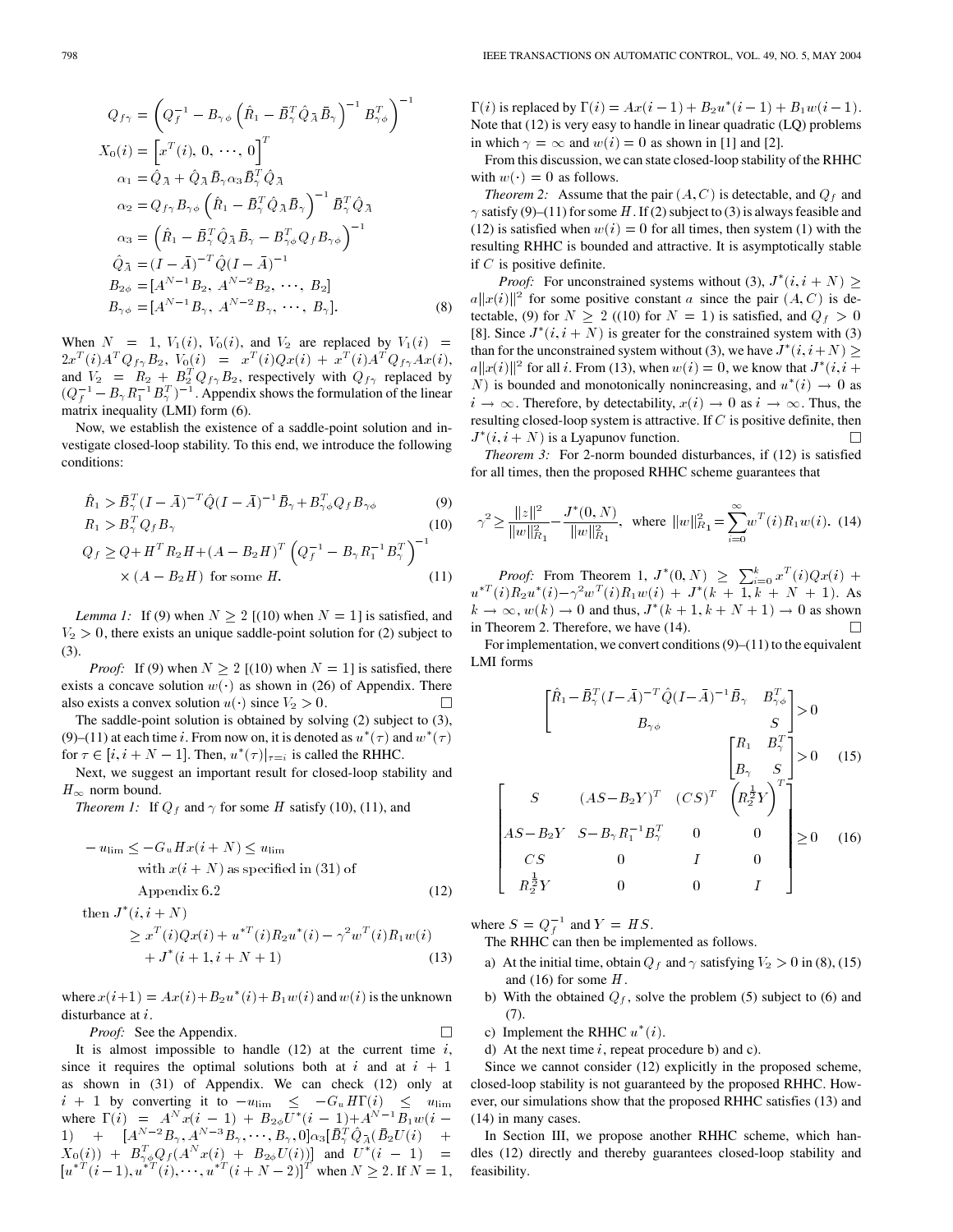$$
\begin{aligned}
Q_{f\gamma} &= \left(Q_f^{-1} - B_{\gamma\phi}\left(\hat{R}_1 - \bar{B}_\gamma^T \hat{Q}_{\bar{A}} \bar{B}_\gamma\right)^{-1} B_{\gamma\phi}^T\right)^{-1} \\
X_0(i) &= \left[x^T(i),\, 0,\, \cdots,\, 0\right]^T \\
\alpha_1 &= \hat{Q}_{\bar{A}} + \hat{Q}_{\bar{A}} \bar{B}_\gamma \alpha_3 \bar{B}_\gamma^T \hat{Q}_{\bar{A}} \\
\alpha_2 &= Q_{f\gamma} B_{\gamma\phi}\left(\hat{R}_1 - \bar{B}_\gamma^T \hat{Q}_{\bar{A}} \bar{B}_\gamma\right)^{-1} \bar{B}_\gamma^T \hat{Q}_{\bar{A}} \\
\alpha_3 &= \left(\hat{R}_1 - \bar{B}_\gamma^T \hat{Q}_{\bar{A}} \bar{B}_\gamma - B_{\gamma\phi}^T Q_f B_{\gamma\phi}\right)^{-1} \\
\hat{Q}_{\bar{A}} &= (I-\bar{A})^{-T} \hat{Q} (I-\bar{A})^{-1} \\
B_{2\phi} &= [A^{N-1}B_2,\, A^{N-2}B_2,\, \cdots,\, B_2] \\
B_{\gamma\phi} &= [A^{N-1}B_\gamma,\, A^{N-2}B_\gamma,\, \cdots,\, B_\gamma].
\end{aligned} \tag{8}
$$

When $N = 1$, $V_1(i)$, $V_0(i)$, and $V_2$ are replaced by $V_1(i) = 2x^T(i)A^T Q_{f\gamma} B_2$, $V_0(i) = x^T(i)Qx(i) + x^T(i)A^T Q_{f\gamma} Ax(i)$, and $V_2 = R_2 + B_2^T Q_{f\gamma} B_2$, respectively with $Q_{f\gamma}$ replaced by $(Q_f^{-1} - B_\gamma R_1^{-1} B_\gamma^T)^{-1}$. Appendix shows the formulation of the linear matrix inequality (LMI) form (6).

Now, we establish the existence of a saddle-point solution and investigate closed-loop stability. To this end, we introduce the following conditions:

$$
\hat{R}_1 > \bar{B}_\gamma^T (I-\bar{A})^{-T} \hat{Q} (I-\bar{A})^{-1} \bar{B}_\gamma + B_{\gamma\phi}^T Q_f B_{\gamma\phi} \tag{9}
$$

$$
R_1 > B_\gamma^T Q_f B_\gamma \tag{10}
$$

$$
Q_f \geq Q + H^T R_2 H + (A - B_2 H)^T \left(Q_f^{-1} - B_\gamma R_1^{-1} B_\gamma^T\right)^{-1} \times (A - B_2 H) \text{ for some } H. \tag{11}
$$

*Lemma 1:* If (9) when $N \geq 2$ [(10) when $N = 1$] is satisfied, and $V_2 > 0$, there exists an unique saddle-point solution for (2) subject to (3).

*Proof:* If (9) when $N \geq 2$ [(10) when $N = 1$] is satisfied, there exists a concave solution $w(\cdot)$ as shown in (26) of Appendix. There also exists a convex solution $u(\cdot)$ since $V_2 > 0$. □

The saddle-point solution is obtained by solving (2) subject to (3), (9)–(11) at each time $i$. From now on, it is denoted as $u^*(\tau)$ and $w^*(\tau)$ for $\tau \in [i, i+N-1]$. Then, $u^*(\tau)|_{\tau=i}$ is called the RHHC.

Next, we suggest an important result for closed-loop stability and $H_\infty$ norm bound.

*Theorem 1:* If $Q_f$ and $\gamma$ for some $H$ satisfy (10), (11), and

$$
\begin{aligned}
&-u_{\lim} \leq -G_u H x(i+N) \leq u_{\lim} \\
&\qquad \text{with } x(i+N) \text{ as specified in (31) of Appendix 6.2}
\end{aligned} \tag{12}
$$

$$
\begin{aligned}
\text{then } J^*(i, i+N) &\geq x^T(i)Qx(i) + u^{*T}(i)R_2 u^*(i) - \gamma^2 w^T(i) R_1 w(i) \\
&\quad + J^*(i+1, i+N+1)
\end{aligned} \tag{13}
$$

where $x(i+1) = Ax(i) + B_2 u^*(i) + B_1 w(i)$ and $w(i)$ is the unknown disturbance at $i$.

*Proof:* See the Appendix. □

It is almost impossible to handle (12) at the current time $i$, since it requires the optimal solutions both at $i$ and at $i+1$ as shown in (31) of Appendix. We can check (12) only at $i+1$ by converting it to $-u_{\lim} \leq -G_u H \Gamma(i) \leq u_{\lim}$ where $\Gamma(i) = A^N x(i-1) + B_{2\phi} U^*(i-1) + A^{N-1} B_1 w(i-1) + [A^{N-2}B_\gamma, A^{N-3}B_\gamma, \cdots, B_\gamma, 0]\alpha_3[\bar{B}_\gamma^T \hat{Q}_{\bar{A}}(\bar{B}_2 U(i) + X_0(i)) + B_{\gamma\phi}^T Q_f (A^N x(i) + B_{2\phi} U(i))]$ and $U^*(i-1) = [u^{*T}(i-1), u^{*T}(i), \cdots, u^{*T}(i+N-2)]^T$ when $N \geq 2$. If $N = 1$, $\Gamma(i)$ is replaced by $\Gamma(i) = Ax(i-1) + B_2 u^*(i-1) + B_1 w(i-1)$. Note that (12) is very easy to handle in linear quadratic (LQ) problems in which $\gamma = \infty$ and $w(i) = 0$ as shown in [1] and [2].

From this discussion, we can state closed-loop stability of the RHHC with $w(\cdot) = 0$ as follows.

*Theorem 2:* Assume that the pair $(A, C)$ is detectable, and $Q_f$ and $\gamma$ satisfy (9)–(11) for some $H$. If (2) subject to (3) is always feasible and (12) is satisfied when $w(i) = 0$ for all times, then system (1) with the resulting RHHC is bounded and attractive. It is asymptotically stable if $C$ is positive definite.

*Proof:* For unconstrained systems without (3), $J^*(i, i+N) \geq a\|x(i)\|^2$ for some positive constant $a$ since the pair $(A, C)$ is detectable, (9) for $N \geq 2$ ((10) for $N = 1$) is satisfied, and $Q_f > 0$ [8]. Since $J^*(i, i+N)$ is greater for the constrained system with (3) than for the unconstrained system without (3), we have $J^*(i, i+N) \geq a\|x(i)\|^2$ for all $i$. From (13), when $w(i) = 0$, we know that $J^*(i, i+N)$ is bounded and monotonically nonincreasing, and $u^*(i) \to 0$ as $i \to \infty$. Therefore, by detectability, $x(i) \to 0$ as $i \to \infty$. Thus, the resulting closed-loop system is attractive. If $C$ is positive definite, then $J^*(i, i+N)$ is a Lyapunov function. □

*Theorem 3:* For 2-norm bounded disturbances, if (12) is satisfied for all times, then the proposed RHHC scheme guarantees that

$$
\gamma^2 \geq \frac{\|z\|^2}{\|w\|_{R_1}^2} - \frac{J^*(0, N)}{\|w\|_{R_1}^2}, \quad \text{where } \|w\|_{R_1}^2 = \sum_{i=0}^{\infty} w^T(i) R_1 w(i). \tag{14}
$$

*Proof:* From Theorem 1, $J^*(0, N) \geq \sum_{i=0}^{k} x^T(i)Qx(i) + u^{*T}(i)R_2 u^*(i) - \gamma^2 w^T(i)R_1 w(i) + J^*(k+1, k+N+1)$. As $k \to \infty$, $w(k) \to 0$ and thus, $J^*(k+1, k+N+1) \to 0$ as shown in Theorem 2. Therefore, we have (14). □

For implementation, we convert conditions (9)–(11) to the equivalent LMI forms

$$
\begin{bmatrix}
\hat{R}_1 - \bar{B}_\gamma^T (I-\bar{A})^{-T} \hat{Q} (I-\bar{A})^{-1} \bar{B}_\gamma & B_{\gamma\phi}^T \\
B_{\gamma\phi} & S
\end{bmatrix} > 0
$$

$$
\begin{bmatrix}
R_1 & B_\gamma^T \\
B_\gamma & S
\end{bmatrix} > 0 \tag{15}
$$

$$
\begin{bmatrix}
S & (AS - B_2 Y)^T & (CS)^T & \left(R_2^{\frac{1}{2}} Y\right)^T \\
AS - B_2 Y & S - B_\gamma R_1^{-1} B_\gamma^T & 0 & 0 \\
CS & 0 & I & 0 \\
R_2^{\frac{1}{2}} Y & 0 & 0 & I
\end{bmatrix} \geq 0 \tag{16}
$$

where $S = Q_f^{-1}$ and $Y = HS$.

The RHHC can then be implemented as follows.

a) At the initial time, obtain $Q_f$ and $\gamma$ satisfying $V_2 > 0$ in (8), (15) and (16) for some $H$.

b) With the obtained $Q_f$, solve the problem (5) subject to (6) and (7).

c) Implement the RHHC $u^*(i)$.

d) At the next time $i$, repeat procedure b) and c).

Since we cannot consider (12) explicitly in the proposed scheme, closed-loop stability is not guaranteed by the proposed RHHC. However, our simulations show that the proposed RHHC satisfies (13) and (14) in many cases.

In Section III, we propose another RHHC scheme, which handles (12) directly and thereby guarantees closed-loop stability and feasibility.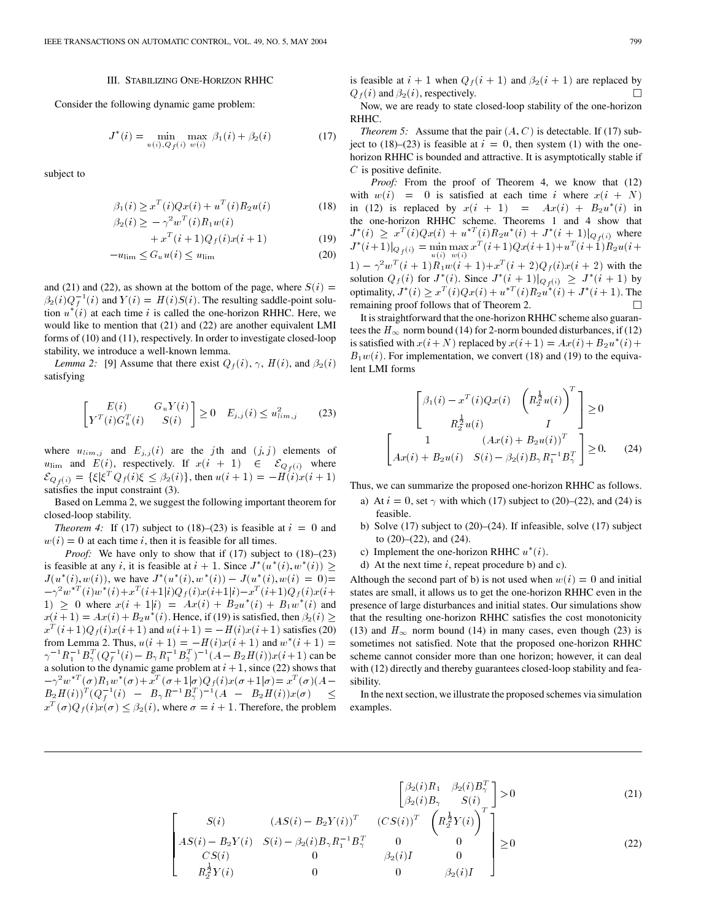## III. Stabilizing One-Horizon RHHC

Consider the following dynamic game problem:

$$J^*(i) = \min_{u(i), Q_f(i)} \max_{w(i)} \beta_1(i) + \beta_2(i) \tag{17}$$

subject to

$$\beta_1(i) \geq x^T(i)Qx(i) + u^T(i)R_2 u(i) \tag{18}$$

$$\beta_2(i) \geq -\gamma^2 w^T(i)R_1 w(i) + x^T(i+1)Q_f(i)x(i+1) \tag{19}$$

$$-u_{\lim} \leq G_u u(i) \leq u_{\lim} \tag{20}$$

and (21) and (22), as shown at the bottom of the page, where $S(i) = \beta_2(i)Q_f^{-1}(i)$ and $Y(i) = H(i)S(i)$. The resulting saddle-point solution $u^*(i)$ at each time $i$ is called the one-horizon RHHC. Here, we would like to mention that (21) and (22) are another equivalent LMI forms of (10) and (11), respectively. In order to investigate closed-loop stability, we introduce a well-known lemma.

*Lemma 2:* [9] Assume that there exist $Q_f(i)$, $\gamma$, $H(i)$, and $\beta_2(i)$ satisfying

$$\begin{bmatrix} E(i) & G_u Y(i) \\ Y^T(i)G_u^T(i) & S(i) \end{bmatrix} \geq 0 \quad E_{j,j}(i) \leq u_{lim,j}^2 \tag{23}$$

where $u_{lim,j}$ and $E_{j,j}(i)$ are the $j$th and $(j,j)$ elements of $u_{\lim}$ and $E(i)$, respectively. If $x(i+1) \in \mathcal{E}_{Q_f(i)}$ where $\mathcal{E}_{Q_f(i)} = \{\xi | \xi^T Q_f(i)\xi \leq \beta_2(i)\}$, then $u(i+1) = -H(i)x(i+1)$ satisfies the input constraint (3).

Based on Lemma 2, we suggest the following important theorem for closed-loop stability.

*Theorem 4:* If (17) subject to (18)–(23) is feasible at $i = 0$ and $w(i) = 0$ at each time $i$, then it is feasible for all times.

*Proof:* We have only to show that if (17) subject to (18)–(23) is feasible at any $i$, it is feasible at $i+1$. Since $J^*(u^*(i), w^*(i)) \geq J(u^*(i), w(i))$, we have $J^*(u^*(i), w^*(i)) - J(u^*(i), w(i) = 0) = -\gamma^2 w^{*T}(i)w^*(i) + x^T(i+1|i)Q_f(i)x(i+1|i) - x^T(i+1)Q_f(i)x(i+1) \geq 0$ where $x(i+1|i) = Ax(i) + B_2 u^*(i) + B_1 w^*(i)$ and $x(i+1) = Ax(i) + B_2 u^*(i)$. Hence, if (19) is satisfied, then $\beta_2(i) \geq x^T(i+1)Q_f(i)x(i+1)$ and $u(i+1) = -H(i)x(i+1)$ satisfies (20) from Lemma 2. Thus, $u(i+1) = -H(i)x(i+1)$ and $w^*(i+1) = \gamma^{-1}R_1^{-1}B_\gamma^T(Q_f^{-1}(i) - B_\gamma R_1^{-1}B_\gamma^T)^{-1}(A - B_2 H(i))x(i+1)$ can be a solution to the dynamic game problem at $i+1$, since (22) shows that $-\gamma^2 w^{*T}(\sigma)R_1 w^*(\sigma) + x^T(\sigma+1|\sigma)Q_f(i)x(\sigma+1|\sigma) = x^T(\sigma)(A - B_2 H(i))^T(Q_f^{-1}(i) - B_\gamma R^{-1}B_\gamma^T)^{-1}(A - B_2 H(i))x(\sigma) \leq x^T(\sigma)Q_f(i)x(\sigma) \leq \beta_2(i)$, where $\sigma = i+1$. Therefore, the problem is feasible at $i+1$ when $Q_f(i+1)$ and $\beta_2(i+1)$ are replaced by $Q_f(i)$ and $\beta_2(i)$, respectively. □

Now, we are ready to state closed-loop stability of the one-horizon RHHC.

*Theorem 5:* Assume that the pair $(A, C)$ is detectable. If (17) subject to (18)–(23) is feasible at $i = 0$, then system (1) with the one-horizon RHHC is bounded and attractive. It is asymptotically stable if $C$ is positive definite.

*Proof:* From the proof of Theorem 4, we know that (12) with $w(i) = 0$ is satisfied at each time $i$ where $x(i+N)$ in (12) is replaced by $x(i+1) = Ax(i) + B_2 u^*(i)$ in the one-horizon RHHC scheme. Theorems 1 and 4 show that $J^*(i) \geq x^T(i)Qx(i) + u^{*T}(i)R_2 u^*(i) + J^*(i+1)|_{Q_f(i)}$ where $J^*(i+1)|_{Q_f(i)} = \min_{u(i)} \max_{w(i)} x^T(i+1)Qx(i+1) + u^T(i+1)R_2 u(i+1) - \gamma^2 w^T(i+1)R_1 w(i+1) + x^T(i+2)Q_f(i)x(i+2)$ with the solution $Q_f(i)$ for $J^*(i)$. Since $J^*(i+1)|_{Q_f(i)} \geq J^*(i+1)$ by optimality, $J^*(i) \geq x^T(i)Qx(i) + u^{*T}(i)R_2 u^*(i) + J^*(i+1)$. The remaining proof follows that of Theorem 2. □

It is straightforward that the one-horizon RHHC scheme also guarantees the $H_\infty$ norm bound (14) for 2-norm bounded disturbances, if (12) is satisfied with $x(i+N)$ replaced by $x(i+1) = Ax(i) + B_2 u^*(i) + B_1 w(i)$. For implementation, we convert (18) and (19) to the equivalent LMI forms

$$\begin{bmatrix} \beta_1(i) - x^T(i)Qx(i) & \left(R_2^{\frac{1}{2}}u(i)\right)^T \\ R_2^{\frac{1}{2}}u(i) & I \end{bmatrix} \geq 0$$

$$\begin{bmatrix} 1 & (Ax(i) + B_2 u(i))^T \\ Ax(i) + B_2 u(i) & S(i) - \beta_2(i)B_\gamma R_1^{-1}B_\gamma^T \end{bmatrix} \geq 0. \tag{24}$$

Thus, we can summarize the proposed one-horizon RHHC as follows.

a) At $i = 0$, set $\gamma$ with which (17) subject to (20)–(22), and (24) is feasible.

b) Solve (17) subject to (20)–(24). If infeasible, solve (17) subject to (20)–(22), and (24).

c) Implement the one-horizon RHHC $u^*(i)$.

d) At the next time $i$, repeat procedure b) and c).

Although the second part of b) is not used when $w(i) = 0$ and initial states are small, it allows us to get the one-horizon RHHC even in the presence of large disturbances and initial states. Our simulations show that the resulting one-horizon RHHC satisfies the cost monotonicity (13) and $H_\infty$ norm bound (14) in many cases, even though (23) is sometimes not satisfied. Note that the proposed one-horizon RHHC scheme cannot consider more than one horizon; however, it can deal with (12) directly and thereby guarantees closed-loop stability and feasibility.

In the next section, we illustrate the proposed schemes via simulation examples.

$$\begin{bmatrix} \beta_2(i)R_1 & \beta_2(i)B_\gamma^T \\ \beta_2(i)B_\gamma & S(i) \end{bmatrix} > 0 \tag{21}$$

$$\begin{bmatrix} S(i) & (AS(i) - B_2 Y(i))^T & (CS(i))^T & \left(R_2^{\frac{1}{2}}Y(i)\right)^T \\ AS(i) - B_2 Y(i) & S(i) - \beta_2(i)B_\gamma R_1^{-1}B_\gamma^T & 0 & 0 \\ CS(i) & 0 & \beta_2(i)I & 0 \\ R_2^{\frac{1}{2}}Y(i) & 0 & 0 & \beta_2(i)I \end{bmatrix} \geq 0 \tag{22}$$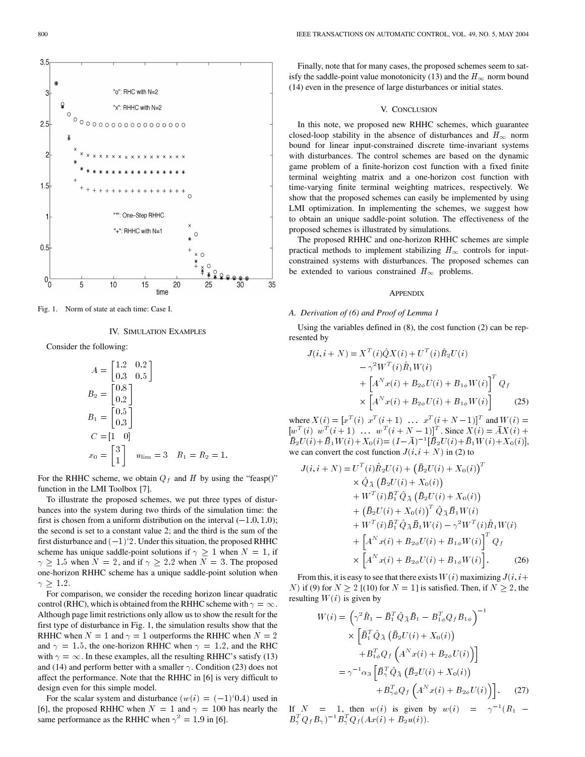Fig. 1. Norm of state at each time: Case I.

## IV. SIMULATION EXAMPLES

Consider the following:

$$A = \begin{bmatrix} 1.2 & 0.2 \\ 0.3 & 0.5 \end{bmatrix}$$
$$B_2 = \begin{bmatrix} 0.8 \\ 0.2 \end{bmatrix}$$
$$B_1 = \begin{bmatrix} 0.5 \\ 0.3 \end{bmatrix}$$
$$C = [1 \quad 0]$$
$$x_0 = \begin{bmatrix} 3 \\ 1 \end{bmatrix} \quad u_{\lim} = 3 \quad R_1 = R_2 = 1.$$

For the RHHC scheme, we obtain $Q_f$ and $H$ by using the "feasp()" function in the LMI Toolbox [7].

To illustrate the proposed schemes, we put three types of disturbances into the system during two thirds of the simulation time: the first is chosen from a uniform distribution on the interval $(-1.0, 1.0)$; the second is set to a constant value 2; and the third is the sum of the first disturbance and $(-1)^i 2$. Under this situation, the proposed RHHC scheme has unique saddle-point solutions if $\gamma \geq 1$ when $N = 1$, if $\gamma \geq 1.5$ when $N = 2$, and if $\gamma \geq 2.2$ when $N = 3$. The proposed one-horizon RHHC scheme has a unique saddle-point solution when $\gamma \geq 1.2$.

For comparison, we consider the receding horizon linear quadratic control (RHC), which is obtained from the RHHC scheme with $\gamma = \infty$. Although page limit restrictions only allow us to show the result for the first type of disturbance in Fig. 1, the simulation results show that the RHHC when $N = 1$ and $\gamma = 1$ outperforms the RHHC when $N = 2$ and $\gamma = 1.5$, the one-horizon RHHC when $\gamma = 1.2$, and the RHC with $\gamma = \infty$. In these examples, all the resulting RHHC's satisfy (13) and (14) and perform better with a smaller $\gamma$. Condition (23) does not affect the performance. Note that the RHHC in [6] is very difficult to design even for this simple model.

For the scalar system and disturbance $(w(i) = (-1)^i 0.4)$ used in [6], the proposed RHHC when $N = 1$ and $\gamma = 100$ has nearly the same performance as the RHHC when $\gamma^2 = 1.9$ in [6].

Finally, note that for many cases, the proposed schemes seem to satisfy the saddle-point value monotonicity (13) and the $H_\infty$ norm bound (14) even in the presence of large disturbances or initial states.

## V. CONCLUSION

In this note, we proposed new RHHC schemes, which guarantee closed-loop stability in the absence of disturbances and $H_\infty$ norm bound for linear input-constrained discrete time-invariant systems with disturbances. The control schemes are based on the dynamic game problem of a finite-horizon cost function with a fixed finite terminal weighting matrix and a one-horizon cost function with time-varying finite terminal weighting matrices, respectively. We show that the proposed schemes can easily be implemented by using LMI optimization. In implementing the schemes, we suggest how to obtain an unique saddle-point solution. The effectiveness of the proposed schemes is illustrated by simulations.

The proposed RHHC and one-horizon RHHC schemes are simple practical methods to implement stabilizing $H_\infty$ controls for input-constrained systems with disturbances. The proposed schemes can be extended to various constrained $H_\infty$ problems.

## APPENDIX

### A. Derivation of (6) and Proof of Lemma 1

Using the variables defined in (8), the cost function (2) can be represented by

$$\begin{aligned} J(i, i+N) &= X^T(i)\hat{Q}X(i) + U^T(i)\hat{R}_2 U(i) \\ &\quad - \gamma^2 W^T(i)\hat{R}_1 W(i) \\ &\quad + \left[A^N x(i) + B_{2\phi}U(i) + B_{1\phi}W(i)\right]^T Q_f \\ &\quad \times \left[A^N x(i) + B_{2\phi}U(i) + B_{1\phi}W(i)\right] \end{aligned} \tag{25}$$

where $X(i) = [x^T(i) \; x^T(i+1) \; \ldots \; x^T(i+N-1)]^T$ and $W(i) = [w^T(i) \; w^T(i+1) \; \ldots \; w^T(i+N-1)]^T$. Since $X(i) = \bar{A}X(i) + \bar{B}_2 U(i) + \bar{B}_1 W(i) + X_0(i) = (I - \bar{A})^{-1}[\bar{B}_2 U(i) + \bar{B}_1 W(i) + X_0(i)]$, we can convert the cost function $J(i, i+N)$ in (2) to

$$\begin{aligned} J(i, i+N) &= U^T(i)\hat{R}_2 U(i) + \left(\bar{B}_2 U(i) + X_0(i)\right)^T \\ &\quad \times \hat{Q}_{\bar{A}}\left(\bar{B}_2 U(i) + X_0(i)\right) \\ &\quad + W^T(i)\bar{B}_1^T \hat{Q}_{\bar{A}}\left(\bar{B}_2 U(i) + X_0(i)\right) \\ &\quad + \left(\bar{B}_2 U(i) + X_0(i)\right)^T \hat{Q}_{\bar{A}}\bar{B}_1 W(i) \\ &\quad + W^T(i)\bar{B}_1^T \hat{Q}_{\bar{A}}\bar{B}_1 W(i) - \gamma^2 W^T(i)\hat{R}_1 W(i) \\ &\quad + \left[A^N x(i) + B_{2\phi}U(i) + B_{1\phi}W(i)\right]^T Q_f \\ &\quad \times \left[A^N x(i) + B_{2\phi}U(i) + B_{1\phi}W(i)\right]. \end{aligned} \tag{26}$$

From this, it is easy to see that there exists $W(i)$ maximizing $J(i, i+N)$ if (9) for $N \geq 2$ [(10) for $N = 1$] is satisfied. Then, if $N \geq 2$, the resulting $W(i)$ is given by

$$\begin{aligned} W(i) &= \left(\gamma^2 \hat{R}_1 - \bar{B}_1^T \hat{Q}_{\bar{A}}\bar{B}_1 - B_{1\phi}^T Q_f B_{1\phi}\right)^{-1} \\ &\quad \times \left[\bar{B}_1^T \hat{Q}_{\bar{A}}\left(\bar{B}_2 U(i) + X_0(i)\right)\right. \\ &\quad \left. + B_{1\phi}^T Q_f\left(A^N x(i) + B_{2\phi}U(i)\right)\right] \\ &= \gamma^{-1}\alpha_3\left[\bar{B}_\gamma^T \hat{Q}_{\bar{A}}\left(\bar{B}_2 U(i) + X_0(i)\right)\right. \\ &\quad \left. + B_{\gamma\phi}^T Q_f\left(A^N x(i) + B_{2\phi}U(i)\right)\right]. \end{aligned} \tag{27}$$

If $N = 1$, then $w(i)$ is given by $w(i) = \gamma^{-1}(R_1 - B_\gamma^T Q_f B_\gamma)^{-1} B_\gamma^T Q_f (Ax(i) + B_2 u(i))$.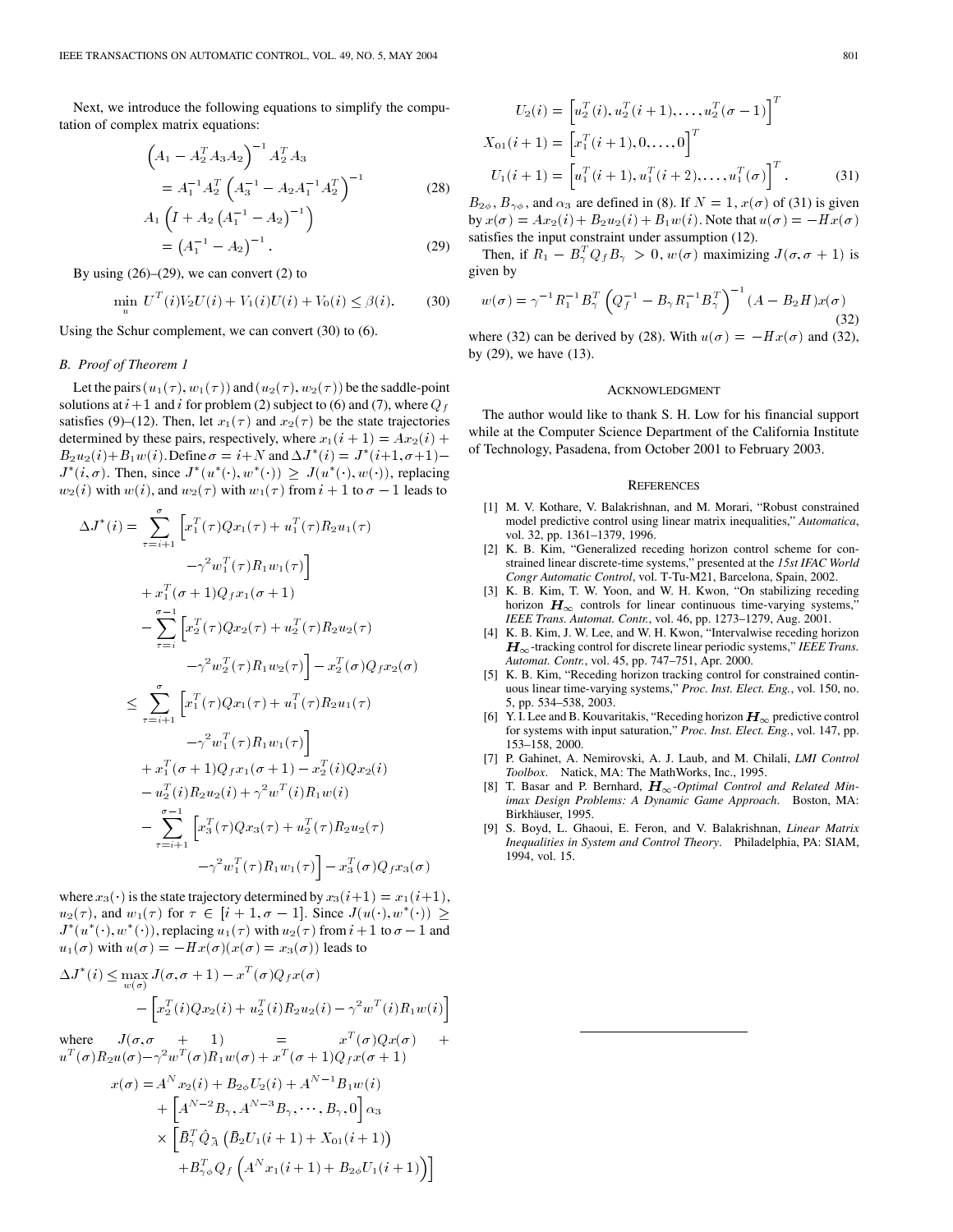Next, we introduce the following equations to simplify the computation of complex matrix equations:

$$\left(A_1 - A_2^T A_3 A_2\right)^{-1} A_2^T A_3 = A_1^{-1} A_2^T \left(A_3^{-1} - A_2 A_1^{-1} A_2^T\right)^{-1} \tag{28}$$

$$A_1 \left(I + A_2 \left(A_1^{-1} - A_2\right)^{-1}\right) = \left(A_1^{-1} - A_2\right)^{-1}. \tag{29}$$

By using (26)–(29), we can convert (2) to

$$\min_u \ U^T(i) V_2 U(i) + V_1(i) U(i) + V_0(i) \le \beta(i). \tag{30}$$

Using the Schur complement, we can convert (30) to (6).

### B. Proof of Theorem 1

Let the pairs $(u_1(\tau), w_1(\tau))$ and $(u_2(\tau), w_2(\tau))$ be the saddle-point solutions at $i+1$ and $i$ for problem (2) subject to (6) and (7), where $Q_f$ satisfies (9)–(12). Then, let $x_1(\tau)$ and $x_2(\tau)$ be the state trajectories determined by these pairs, respectively, where $x_1(i+1) = Ax_2(i) + B_2 u_2(i) + B_1 w(i)$. Define $\sigma = i + N$ and $\Delta J^*(i) = J^*(i+1, \sigma+1) - J^*(i, \sigma)$. Then, since $J^*(u^*(\cdot), w^*(\cdot)) \ge J(u^*(\cdot), w(\cdot))$, replacing $w_2(i)$ with $w(i)$, and $w_2(\tau)$ with $w_1(\tau)$ from $i+1$ to $\sigma - 1$ leads to

$$\begin{aligned}
\Delta J^*(i) = &\sum_{\tau=i+1}^{\sigma} \Big[x_1^T(\tau) Q x_1(\tau) + u_1^T(\tau) R_2 u_1(\tau) \\
&\qquad - \gamma^2 w_1^T(\tau) R_1 w_1(\tau)\Big] \\
&+ x_1^T(\sigma+1) Q_f x_1(\sigma+1) \\
&- \sum_{\tau=i}^{\sigma-1} \Big[x_2^T(\tau) Q x_2(\tau) + u_2^T(\tau) R_2 u_2(\tau) \\
&\qquad - \gamma^2 w_2^T(\tau) R_1 w_2(\tau)\Big] - x_2^T(\sigma) Q_f x_2(\sigma) \\
\le &\sum_{\tau=i+1}^{\sigma} \Big[x_1^T(\tau) Q x_1(\tau) + u_1^T(\tau) R_2 u_1(\tau) \\
&\qquad - \gamma^2 w_1^T(\tau) R_1 w_1(\tau)\Big] \\
&+ x_1^T(\sigma+1) Q_f x_1(\sigma+1) - x_2^T(i) Q x_2(i) \\
&- u_2^T(i) R_2 u_2(i) + \gamma^2 w^T(i) R_1 w(i) \\
&- \sum_{\tau=i+1}^{\sigma-1} \Big[x_3^T(\tau) Q x_3(\tau) + u_2^T(\tau) R_2 u_2(\tau) \\
&\qquad - \gamma^2 w_1^T(\tau) R_1 w_1(\tau)\Big] - x_3^T(\sigma) Q_f x_3(\sigma)
\end{aligned}$$

where $x_3(\cdot)$ is the state trajectory determined by $x_3(i+1) = x_1(i+1)$, $u_2(\tau)$, and $w_1(\tau)$ for $\tau \in [i+1, \sigma-1]$. Since $J(u(\cdot), w^*(\cdot)) \ge J^*(u^*(\cdot), w^*(\cdot))$, replacing $u_1(\tau)$ with $u_2(\tau)$ from $i+1$ to $\sigma-1$ and $u_1(\sigma)$ with $u(\sigma) = -Hx(\sigma)(x(\sigma) = x_3(\sigma))$ leads to

$$\begin{aligned}
\Delta J^*(i) \le &\max_{w(\sigma)} J(\sigma, \sigma+1) - x^T(\sigma) Q_f x(\sigma) \\
&- \Big[x_2^T(i) Q x_2(i) + u_2^T(i) R_2 u_2(i) - \gamma^2 w^T(i) R_1 w(i)\Big]
\end{aligned}$$

where $J(\sigma, \sigma+1) = x^T(\sigma) Q x(\sigma) + u^T(\sigma) R_2 u(\sigma) - \gamma^2 w^T(\sigma) R_1 w(\sigma) + x^T(\sigma+1) Q_f x(\sigma+1)$

$$\begin{aligned}
x(\sigma) = &A^N x_2(i) + B_{2\phi} U_2(i) + A^{N-1} B_1 w(i) \\
&+ \left[A^{N-2} B_\gamma, A^{N-3} B_\gamma, \cdots, B_\gamma, 0\right] \alpha_3 \\
&\times \Big[\bar{B}_\gamma^T \hat{Q}_{\bar{A}} \left(\bar{B}_2 U_1(i+1) + X_{01}(i+1)\right) \\
&\quad + B_{\gamma\phi}^T Q_f \left(A^N x_1(i+1) + B_{2\phi} U_1(i+1)\right)\Big]
\end{aligned}$$

$$\begin{aligned}
U_2(i) &= \left[u_2^T(i), u_2^T(i+1), \ldots, u_2^T(\sigma-1)\right]^T \\
X_{01}(i+1) &= \left[x_1^T(i+1), 0, \ldots, 0\right]^T \\
U_1(i+1) &= \left[u_1^T(i+1), u_1^T(i+2), \ldots, u_1^T(\sigma)\right]^T.
\end{aligned} \tag{31}$$

$B_{2\phi}$, $B_{\gamma\phi}$, and $\alpha_3$ are defined in (8). If $N = 1$, $x(\sigma)$ of (31) is given by $x(\sigma) = Ax_2(i) + B_2 u_2(i) + B_1 w(i)$. Note that $u(\sigma) = -Hx(\sigma)$ satisfies the input constraint under assumption (12).

Then, if $R_1 - B_\gamma^T Q_f B_\gamma > 0$, $w(\sigma)$ maximizing $J(\sigma, \sigma+1)$ is given by

$$w(\sigma) = \gamma^{-1} R_1^{-1} B_\gamma^T \left(Q_f^{-1} - B_\gamma R_1^{-1} B_\gamma^T\right)^{-1} (A - B_2 H) x(\sigma) \tag{32}$$

where (32) can be derived by (28). With $u(\sigma) = -Hx(\sigma)$ and (32), by (29), we have (13).

## Acknowledgment

The author would like to thank S. H. Low for his financial support while at the Computer Science Department of the California Institute of Technology, Pasadena, from October 2001 to February 2003.

## References

[1] M. V. Kothare, V. Balakrishnan, and M. Morari, "Robust constrained model predictive control using linear matrix inequalities," *Automatica*, vol. 32, pp. 1361–1379, 1996.

[2] K. B. Kim, "Generalized receding horizon control scheme for constrained linear discrete-time systems," presented at the *15st IFAC World Congr Automatic Control*, vol. T-Tu-M21, Barcelona, Spain, 2002.

[3] K. B. Kim, T. W. Yoon, and W. H. Kwon, "On stabilizing receding horizon $H_\infty$ controls for linear continuous time-varying systems," *IEEE Trans. Automat. Contr.*, vol. 46, pp. 1273–1279, Aug. 2001.

[4] K. B. Kim, J. W. Lee, and W. H. Kwon, "Intervalwise receding horizon $H_\infty$-tracking control for discrete linear periodic systems," *IEEE Trans. Automat. Contr.*, vol. 45, pp. 747–751, Apr. 2000.

[5] K. B. Kim, "Receding horizon tracking control for constrained continuous linear time-varying systems," *Proc. Inst. Elect. Eng.*, vol. 150, no. 5, pp. 534–538, 2003.

[6] Y. I. Lee and B. Kouvaritakis, "Receding horizon $H_\infty$ predictive control for systems with input saturation," *Proc. Inst. Elect. Eng.*, vol. 147, pp. 153–158, 2000.

[7] P. Gahinet, A. Nemirovski, A. J. Laub, and M. Chilali, *LMI Control Toolbox*. Natick, MA: The MathWorks, Inc., 1995.

[8] T. Basar and P. Bernhard, *$H_\infty$-Optimal Control and Related Minimax Design Problems: A Dynamic Game Approach*. Boston, MA: Birkhäuser, 1995.

[9] S. Boyd, L. Ghaoui, E. Feron, and V. Balakrishnan, *Linear Matrix Inequalities in System and Control Theory*. Philadelphia, PA: SIAM, 1994, vol. 15.